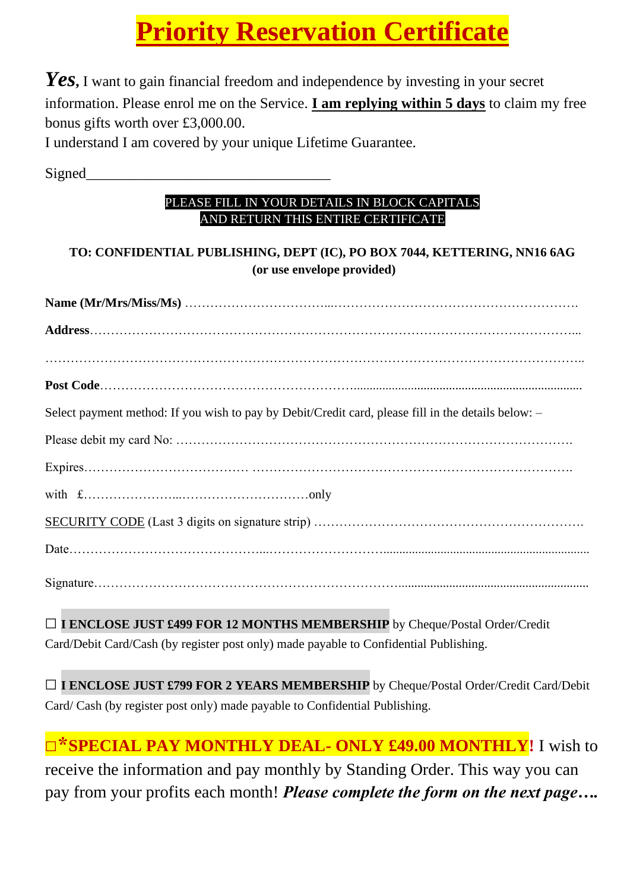# Priority Reservation Certificate

***Yes,*** I want to gain financial freedom and independence by investing in your secret information. Please enrol me on the Service. **I am replying within 5 days** to claim my free bonus gifts worth over £3,000.00.
I understand I am covered by your unique Lifetime Guarantee.

Signed_________________________________

PLEASE FILL IN YOUR DETAILS IN BLOCK CAPITALS
AND RETURN THIS ENTIRE CERTIFICATE

**TO: CONFIDENTIAL PUBLISHING, DEPT (IC), PO BOX 7044, KETTERING, NN16 6AG**
**(or use envelope provided)**

**Name (Mr/Mrs/Miss/Ms)** ……………………………...………………………………………………….

**Address**…………………………………………………………………………………………………...

……………………………………………………………………………………………………………..

**Post Code**……………………………………………………...........................................................................

Select payment method: If you wish to pay by Debit/Credit card, please fill in the details below: –

Please debit my card No: ……………………………………………………………………………….

Expires……………….……………… ……………………………………….………………………….

with £…………………...…………………………only

SECURITY CODE (Last 3 digits on signature strip) …………………………………………………….

Date……………………………………...……………………….................................................................

Signature…………………………………………………………….........................................................

☐ **I ENCLOSE JUST £499 FOR 12 MONTHS MEMBERSHIP** by Cheque/Postal Order/Credit Card/Debit Card/Cash (by register post only) made payable to Confidential Publishing.

☐ **I ENCLOSE JUST £799 FOR 2 YEARS MEMBERSHIP** by Cheque/Postal Order/Credit Card/Debit Card/ Cash (by register post only) made payable to Confidential Publishing.

☐ ***SPECIAL PAY MONTHLY DEAL- ONLY £49.00 MONTHLY!** I wish to receive the information and pay monthly by Standing Order. This way you can pay from your profits each month! ***Please complete the form on the next page….***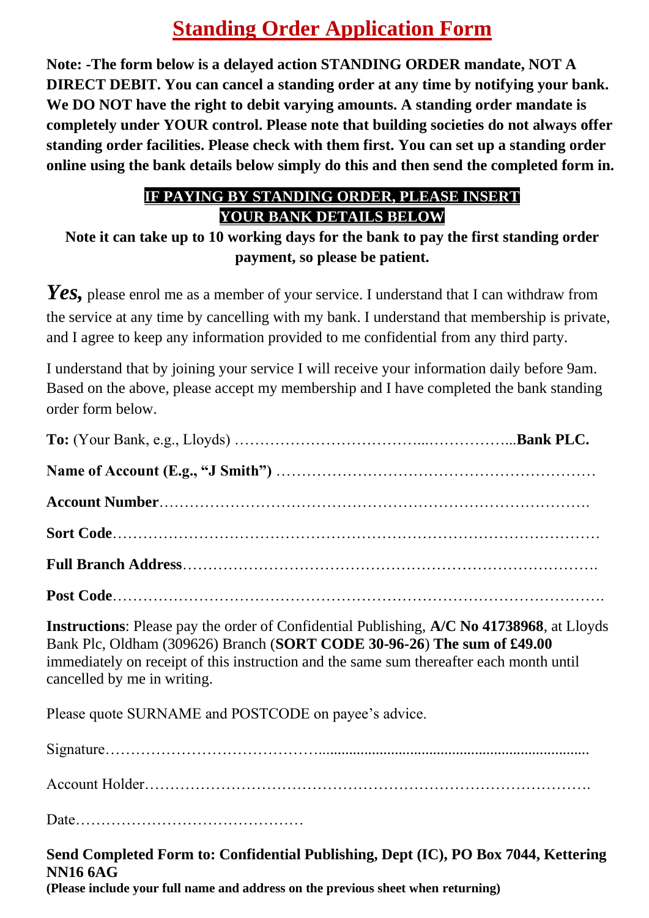# Standing Order Application Form

**Note: -The form below is a delayed action STANDING ORDER mandate, NOT A DIRECT DEBIT. You can cancel a standing order at any time by notifying your bank. We DO NOT have the right to debit varying amounts. A standing order mandate is completely under YOUR control. Please note that building societies do not always offer standing order facilities. Please check with them first. You can set up a standing order online using the bank details below simply do this and then send the completed form in.**

**IF PAYING BY STANDING ORDER, PLEASE INSERT YOUR BANK DETAILS BELOW**

**Note it can take up to 10 working days for the bank to pay the first standing order payment, so please be patient.**

***Yes,*** please enrol me as a member of your service. I understand that I can withdraw from the service at any time by cancelling with my bank. I understand that membership is private, and I agree to keep any information provided to me confidential from any third party.

I understand that by joining your service I will receive your information daily before 9am. Based on the above, please accept my membership and I have completed the bank standing order form below.

**To:** (Your Bank, e.g., Lloyds) ……………………………...……………...**Bank PLC.**

**Name of Account (E.g., "J Smith")** ……………………………………………………

**Account Number**………………………………………………………………………….

**Sort Code**…………………………………………………………………………………

**Full Branch Address**…………………………………………………………………….

**Post Code**………………………………………………………………………………….

**Instructions**: Please pay the order of Confidential Publishing, **A/C No 41738968**, at Lloyds Bank Plc, Oldham (309626) Branch (**SORT CODE 30-96-26**) **The sum of £49.00** immediately on receipt of this instruction and the same sum thereafter each month until cancelled by me in writing.

Please quote SURNAME and POSTCODE on payee's advice.

Signature…………………………………..........................................................................

Account Holder…………………………………………………………………………….

Date…………………………………….

**Send Completed Form to: Confidential Publishing, Dept (IC), PO Box 7044, Kettering NN16 6AG**

**(Please include your full name and address on the previous sheet when returning)**